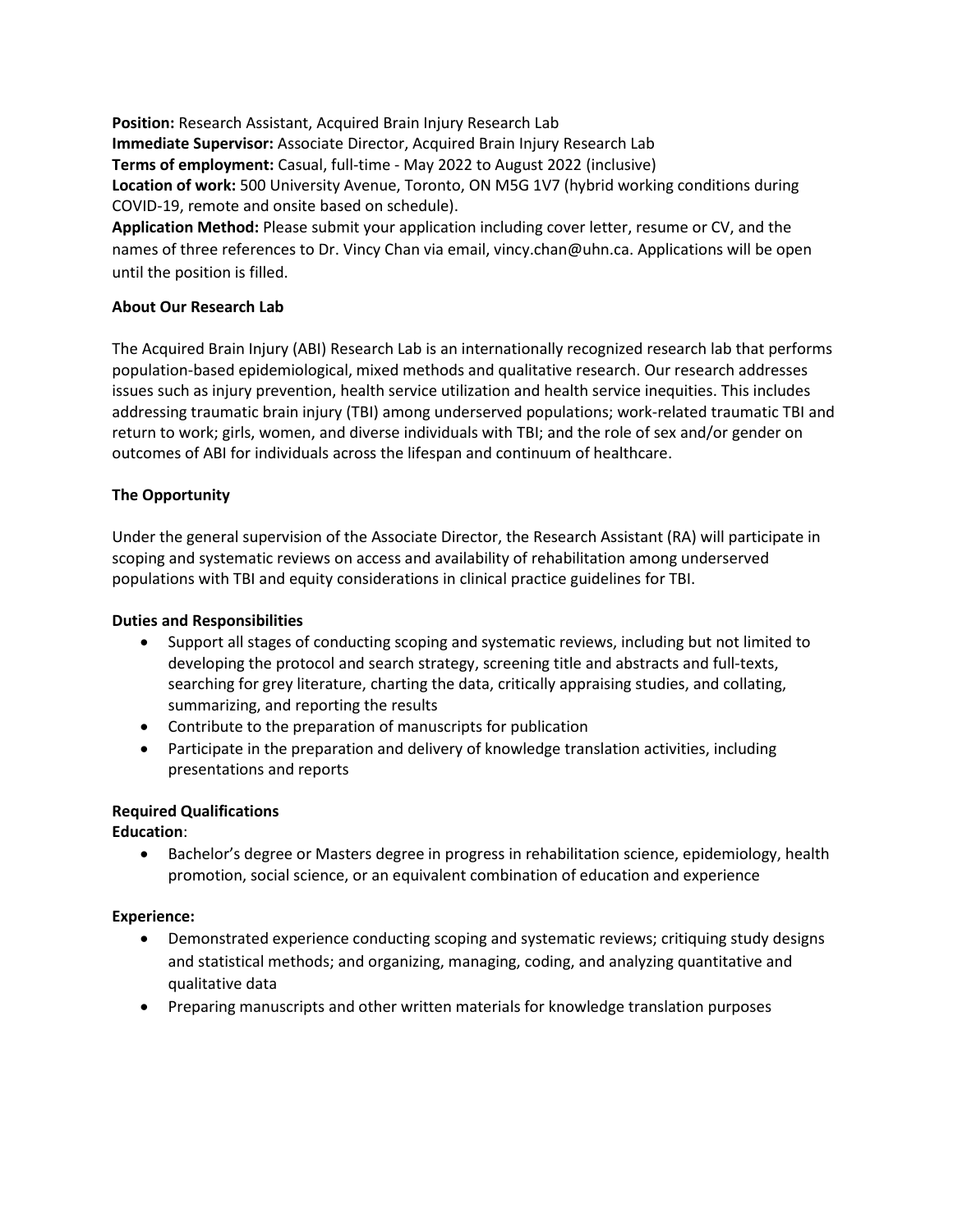**Position:** Research Assistant, Acquired Brain Injury Research Lab
**Immediate Supervisor:** Associate Director, Acquired Brain Injury Research Lab
**Terms of employment:** Casual, full-time - May 2022 to August 2022 (inclusive)
**Location of work:** 500 University Avenue, Toronto, ON M5G 1V7 (hybrid working conditions during COVID-19, remote and onsite based on schedule).
**Application Method:** Please submit your application including cover letter, resume or CV, and the names of three references to Dr. Vincy Chan via email, vincy.chan@uhn.ca. Applications will be open until the position is filled.

**About Our Research Lab**

The Acquired Brain Injury (ABI) Research Lab is an internationally recognized research lab that performs population-based epidemiological, mixed methods and qualitative research. Our research addresses issues such as injury prevention, health service utilization and health service inequities. This includes addressing traumatic brain injury (TBI) among underserved populations; work-related traumatic TBI and return to work; girls, women, and diverse individuals with TBI; and the role of sex and/or gender on outcomes of ABI for individuals across the lifespan and continuum of healthcare.

**The Opportunity**

Under the general supervision of the Associate Director, the Research Assistant (RA) will participate in scoping and systematic reviews on access and availability of rehabilitation among underserved populations with TBI and equity considerations in clinical practice guidelines for TBI.

**Duties and Responsibilities**

- Support all stages of conducting scoping and systematic reviews, including but not limited to developing the protocol and search strategy, screening title and abstracts and full-texts, searching for grey literature, charting the data, critically appraising studies, and collating, summarizing, and reporting the results
- Contribute to the preparation of manuscripts for publication
- Participate in the preparation and delivery of knowledge translation activities, including presentations and reports

**Required Qualifications**

**Education**:

- Bachelor's degree or Masters degree in progress in rehabilitation science, epidemiology, health promotion, social science, or an equivalent combination of education and experience

**Experience:**

- Demonstrated experience conducting scoping and systematic reviews; critiquing study designs and statistical methods; and organizing, managing, coding, and analyzing quantitative and qualitative data
- Preparing manuscripts and other written materials for knowledge translation purposes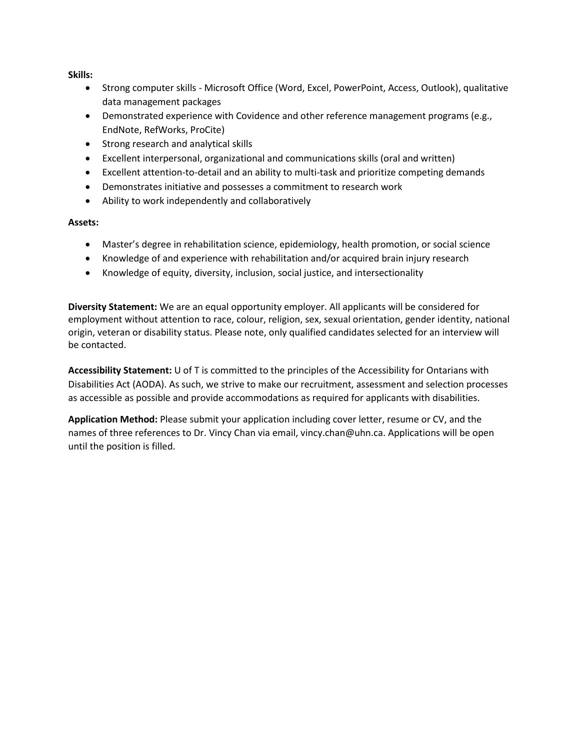**Skills:**

- Strong computer skills - Microsoft Office (Word, Excel, PowerPoint, Access, Outlook), qualitative data management packages
- Demonstrated experience with Covidence and other reference management programs (e.g., EndNote, RefWorks, ProCite)
- Strong research and analytical skills
- Excellent interpersonal, organizational and communications skills (oral and written)
- Excellent attention-to-detail and an ability to multi-task and prioritize competing demands
- Demonstrates initiative and possesses a commitment to research work
- Ability to work independently and collaboratively

**Assets:**

- Master's degree in rehabilitation science, epidemiology, health promotion, or social science
- Knowledge of and experience with rehabilitation and/or acquired brain injury research
- Knowledge of equity, diversity, inclusion, social justice, and intersectionality

**Diversity Statement:** We are an equal opportunity employer. All applicants will be considered for employment without attention to race, colour, religion, sex, sexual orientation, gender identity, national origin, veteran or disability status. Please note, only qualified candidates selected for an interview will be contacted.

**Accessibility Statement:** U of T is committed to the principles of the Accessibility for Ontarians with Disabilities Act (AODA). As such, we strive to make our recruitment, assessment and selection processes as accessible as possible and provide accommodations as required for applicants with disabilities.

**Application Method:** Please submit your application including cover letter, resume or CV, and the names of three references to Dr. Vincy Chan via email, vincy.chan@uhn.ca. Applications will be open until the position is filled.